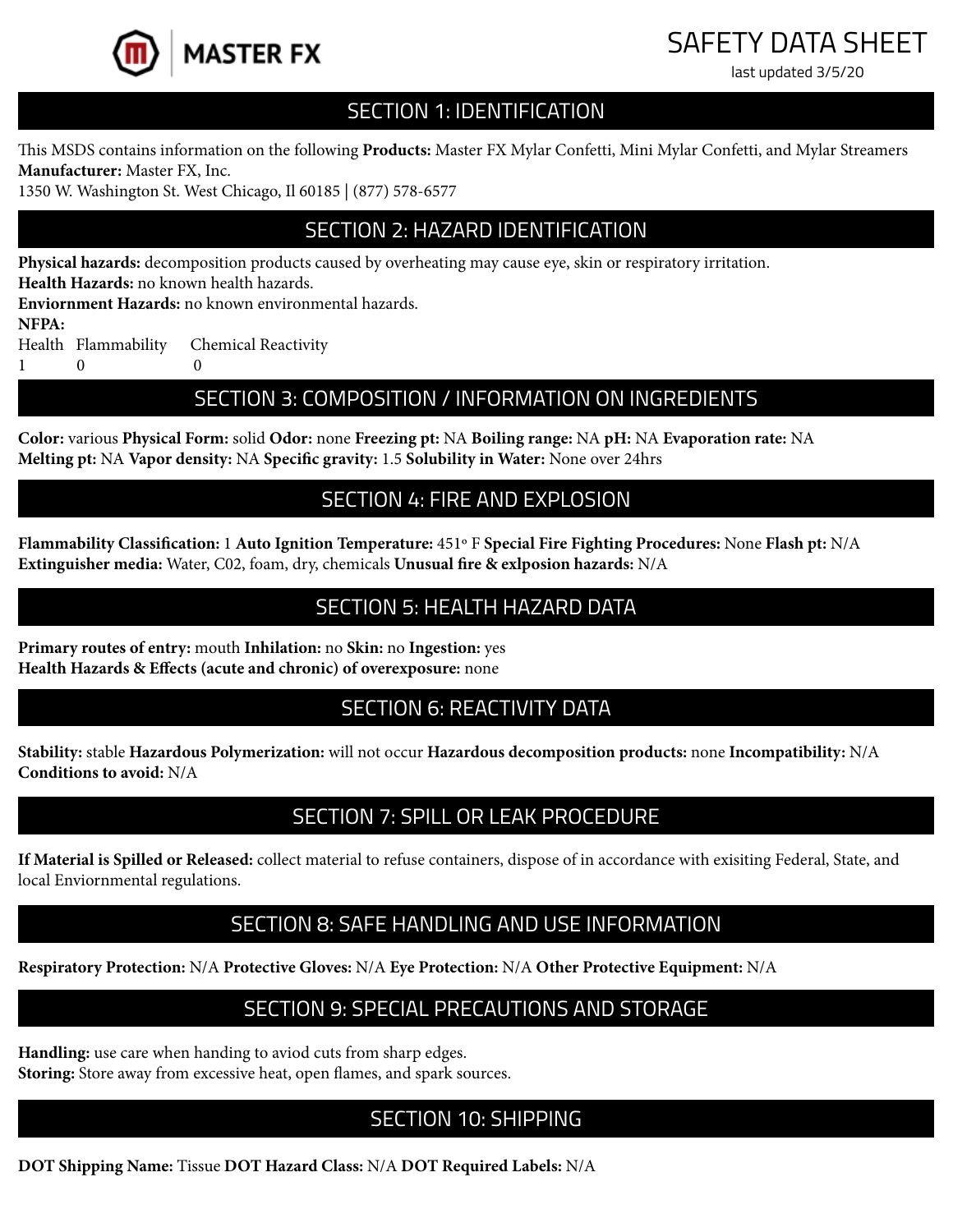**MASTER FX**

# SAFETY DATA SHEET

last updated 3/5/20

## SECTION 1: IDENTIFICATION

This MSDS contains information on the following **Products:** Master FX Mylar Confetti, Mini Mylar Confetti, and Mylar Streamers
**Manufacturer:** Master FX, Inc.
1350 W. Washington St. West Chicago, Il 60185 | (877) 578-6577

## SECTION 2: HAZARD IDENTIFICATION

**Physical hazards:** decomposition products caused by overheating may cause eye, skin or respiratory irritation.
**Health Hazards:** no known health hazards.
**Enviornment Hazards:** no known environmental hazards.
**NFPA:**

| Health | Flammability | Chemical Reactivity |
|---|---|---|
| 1 | 0 | 0 |

## SECTION 3: COMPOSITION / INFORMATION ON INGREDIENTS

**Color:** various **Physical Form:** solid **Odor:** none **Freezing pt:** NA **Boiling range:** NA **pH:** NA **Evaporation rate:** NA
**Melting pt:** NA **Vapor density:** NA **Specific gravity:** 1.5 **Solubility in Water:** None over 24hrs

## SECTION 4: FIRE AND EXPLOSION

**Flammability Classification:** 1 **Auto Ignition Temperature:** 451° F **Special Fire Fighting Procedures:** None **Flash pt:** N/A
**Extinguisher media:** Water, C02, foam, dry, chemicals **Unusual fire & exlposion hazards:** N/A

## SECTION 5: HEALTH HAZARD DATA

**Primary routes of entry:** mouth **Inhilation:** no **Skin:** no **Ingestion:** yes
**Health Hazards & Effects (acute and chronic) of overexposure:** none

## SECTION 6: REACTIVITY DATA

**Stability:** stable **Hazardous Polymerization:** will not occur **Hazardous decomposition products:** none **Incompatibility:** N/A
**Conditions to avoid:** N/A

## SECTION 7: SPILL OR LEAK PROCEDURE

**If Material is Spilled or Released:** collect material to refuse containers, dispose of in accordance with exisiting Federal, State, and local Enviornmental regulations.

## SECTION 8: SAFE HANDLING AND USE INFORMATION

**Respiratory Protection:** N/A **Protective Gloves:** N/A **Eye Protection:** N/A **Other Protective Equipment:** N/A

## SECTION 9: SPECIAL PRECAUTIONS AND STORAGE

**Handling:** use care when handing to aviod cuts from sharp edges.
**Storing:** Store away from excessive heat, open flames, and spark sources.

## SECTION 10: SHIPPING

**DOT Shipping Name:** Tissue **DOT Hazard Class:** N/A **DOT Required Labels:** N/A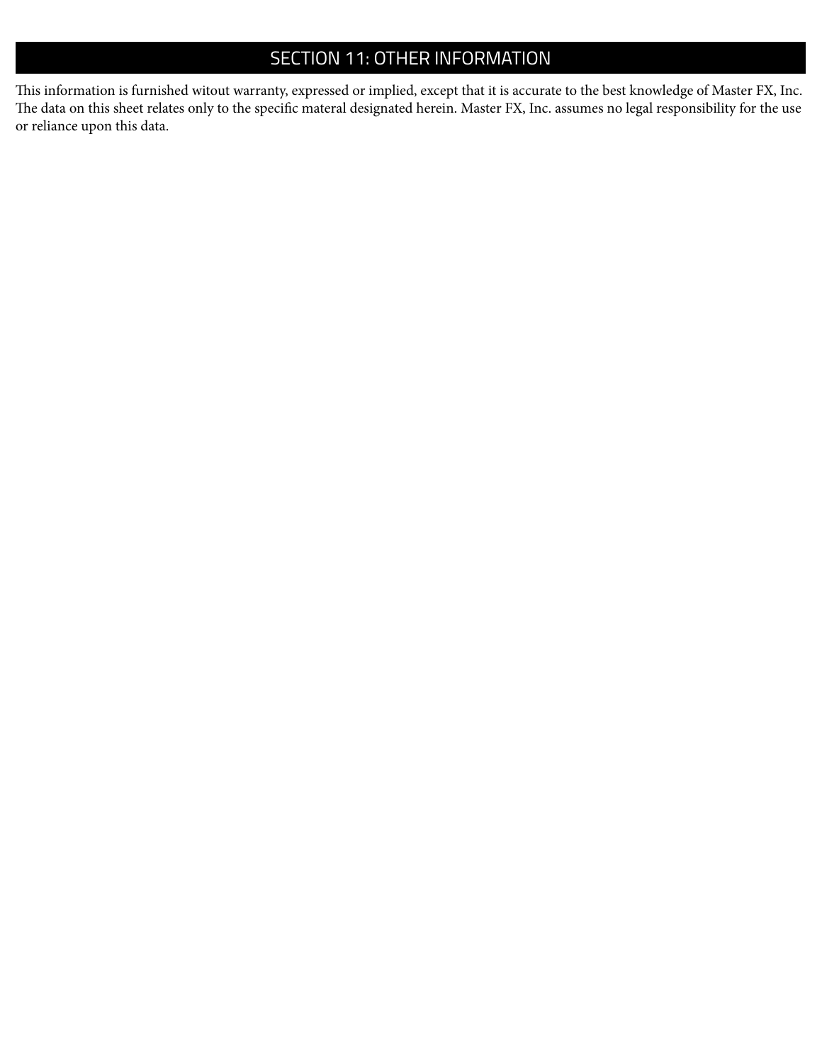## SECTION 11: OTHER INFORMATION

This information is furnished witout warranty, expressed or implied, except that it is accurate to the best knowledge of Master FX, Inc. The data on this sheet relates only to the specific materal designated herein. Master FX, Inc. assumes no legal responsibility for the use or reliance upon this data.